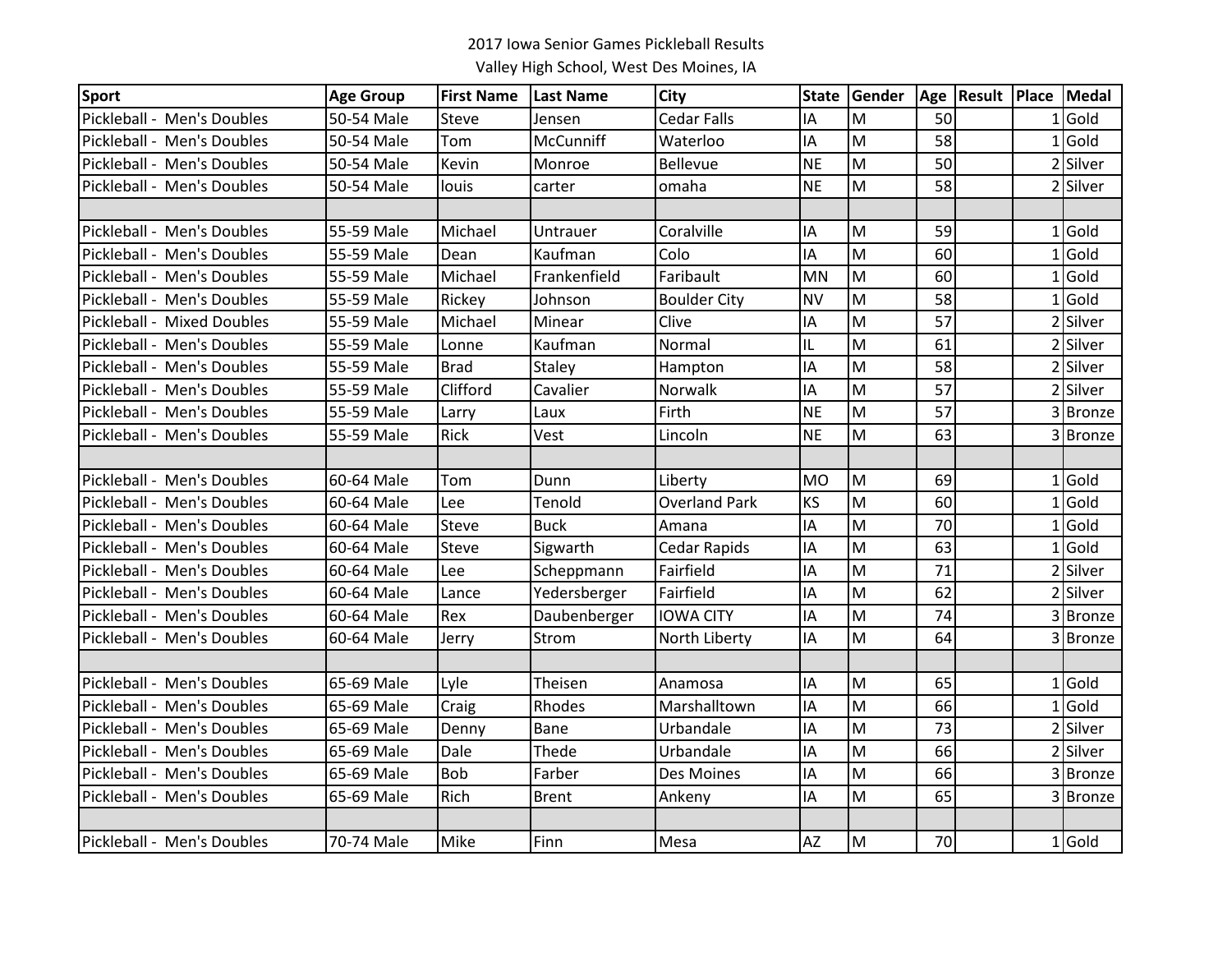2017 Iowa Senior Games Pickleball Results

Valley High School, West Des Moines, IA

| Sport | Age Group | First Name | Last Name | City | State | Gender | Age | Result | Place | Medal |
|---|---|---|---|---|---|---|---|---|---|---|
| Pickleball - Men's Doubles | 50-54 Male | Steve | Jensen | Cedar Falls | IA | M | 50 | | 1 | Gold |
| Pickleball - Men's Doubles | 50-54 Male | Tom | McCunniff | Waterloo | IA | M | 58 | | 1 | Gold |
| Pickleball - Men's Doubles | 50-54 Male | Kevin | Monroe | Bellevue | NE | M | 50 | | 2 | Silver |
| Pickleball - Men's Doubles | 50-54 Male | louis | carter | omaha | NE | M | 58 | | 2 | Silver |
| | | | | | | | | | | |
| Pickleball - Men's Doubles | 55-59 Male | Michael | Untrauer | Coralville | IA | M | 59 | | 1 | Gold |
| Pickleball - Men's Doubles | 55-59 Male | Dean | Kaufman | Colo | IA | M | 60 | | 1 | Gold |
| Pickleball - Men's Doubles | 55-59 Male | Michael | Frankenfield | Faribault | MN | M | 60 | | 1 | Gold |
| Pickleball - Men's Doubles | 55-59 Male | Rickey | Johnson | Boulder City | NV | M | 58 | | 1 | Gold |
| Pickleball - Mixed Doubles | 55-59 Male | Michael | Minear | Clive | IA | M | 57 | | 2 | Silver |
| Pickleball - Men's Doubles | 55-59 Male | Lonne | Kaufman | Normal | IL | M | 61 | | 2 | Silver |
| Pickleball - Men's Doubles | 55-59 Male | Brad | Staley | Hampton | IA | M | 58 | | 2 | Silver |
| Pickleball - Men's Doubles | 55-59 Male | Clifford | Cavalier | Norwalk | IA | M | 57 | | 2 | Silver |
| Pickleball - Men's Doubles | 55-59 Male | Larry | Laux | Firth | NE | M | 57 | | 3 | Bronze |
| Pickleball - Men's Doubles | 55-59 Male | Rick | Vest | Lincoln | NE | M | 63 | | 3 | Bronze |
| | | | | | | | | | | |
| Pickleball - Men's Doubles | 60-64 Male | Tom | Dunn | Liberty | MO | M | 69 | | 1 | Gold |
| Pickleball - Men's Doubles | 60-64 Male | Lee | Tenold | Overland Park | KS | M | 60 | | 1 | Gold |
| Pickleball - Men's Doubles | 60-64 Male | Steve | Buck | Amana | IA | M | 70 | | 1 | Gold |
| Pickleball - Men's Doubles | 60-64 Male | Steve | Sigwarth | Cedar Rapids | IA | M | 63 | | 1 | Gold |
| Pickleball - Men's Doubles | 60-64 Male | Lee | Scheppmann | Fairfield | IA | M | 71 | | 2 | Silver |
| Pickleball - Men's Doubles | 60-64 Male | Lance | Yedersberger | Fairfield | IA | M | 62 | | 2 | Silver |
| Pickleball - Men's Doubles | 60-64 Male | Rex | Daubenberger | IOWA CITY | IA | M | 74 | | 3 | Bronze |
| Pickleball - Men's Doubles | 60-64 Male | Jerry | Strom | North Liberty | IA | M | 64 | | 3 | Bronze |
| | | | | | | | | | | |
| Pickleball - Men's Doubles | 65-69 Male | Lyle | Theisen | Anamosa | IA | M | 65 | | 1 | Gold |
| Pickleball - Men's Doubles | 65-69 Male | Craig | Rhodes | Marshalltown | IA | M | 66 | | 1 | Gold |
| Pickleball - Men's Doubles | 65-69 Male | Denny | Bane | Urbandale | IA | M | 73 | | 2 | Silver |
| Pickleball - Men's Doubles | 65-69 Male | Dale | Thede | Urbandale | IA | M | 66 | | 2 | Silver |
| Pickleball - Men's Doubles | 65-69 Male | Bob | Farber | Des Moines | IA | M | 66 | | 3 | Bronze |
| Pickleball - Men's Doubles | 65-69 Male | Rich | Brent | Ankeny | IA | M | 65 | | 3 | Bronze |
| | | | | | | | | | | |
| Pickleball - Men's Doubles | 70-74 Male | Mike | Finn | Mesa | AZ | M | 70 | | 1 | Gold |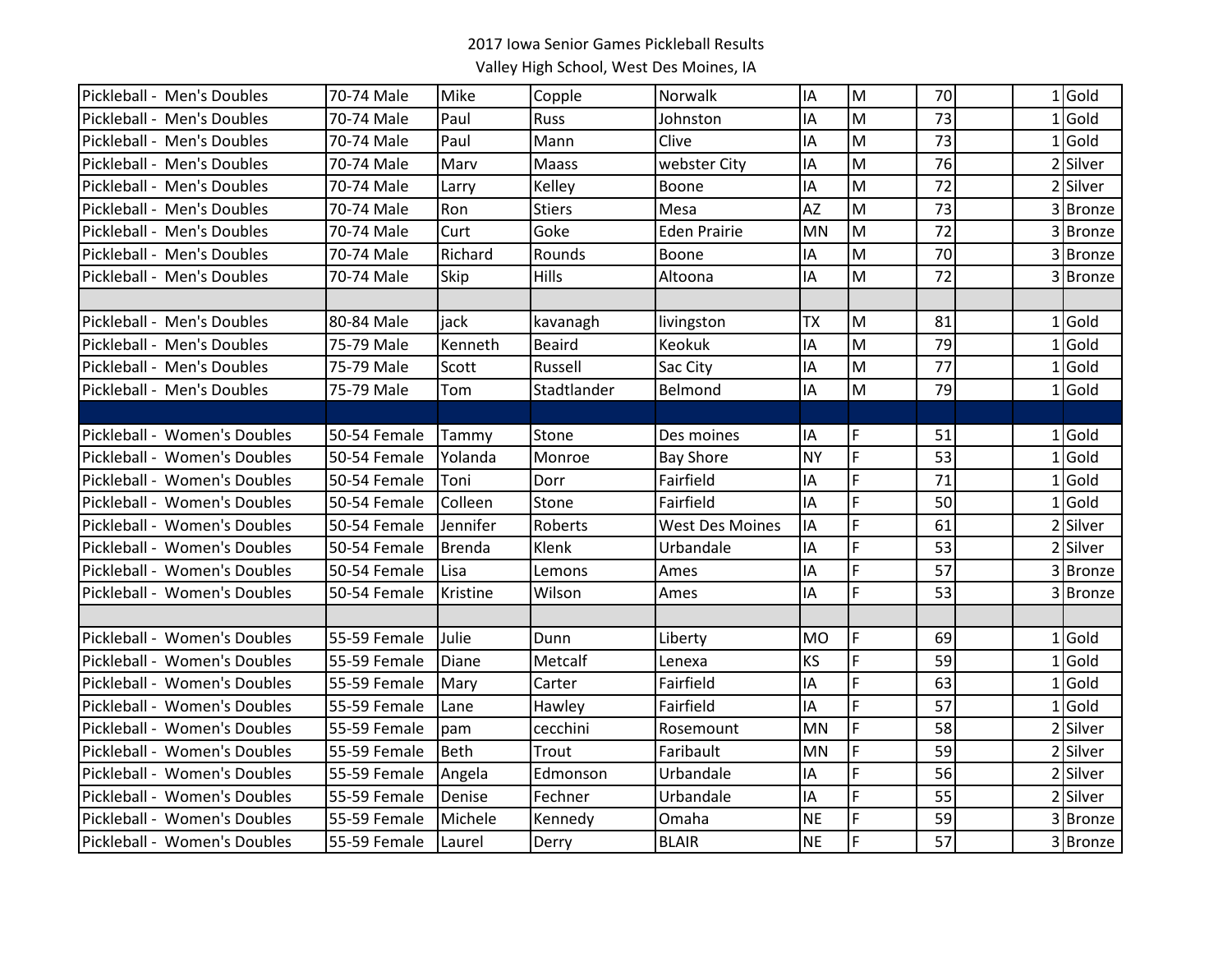2017 Iowa Senior Games Pickleball Results

Valley High School, West Des Moines, IA

| | | | | | | | | | | |
|---|---|---|---|---|---|---|---|---|---|---|
| Pickleball - Men's Doubles | 70-74 Male | Mike | Copple | Norwalk | IA | M | 70 | | 1 | Gold |
| Pickleball - Men's Doubles | 70-74 Male | Paul | Russ | Johnston | IA | M | 73 | | 1 | Gold |
| Pickleball - Men's Doubles | 70-74 Male | Paul | Mann | Clive | IA | M | 73 | | 1 | Gold |
| Pickleball - Men's Doubles | 70-74 Male | Marv | Maass | webster City | IA | M | 76 | | 2 | Silver |
| Pickleball - Men's Doubles | 70-74 Male | Larry | Kelley | Boone | IA | M | 72 | | 2 | Silver |
| Pickleball - Men's Doubles | 70-74 Male | Ron | Stiers | Mesa | AZ | M | 73 | | 3 | Bronze |
| Pickleball - Men's Doubles | 70-74 Male | Curt | Goke | Eden Prairie | MN | M | 72 | | 3 | Bronze |
| Pickleball - Men's Doubles | 70-74 Male | Richard | Rounds | Boone | IA | M | 70 | | 3 | Bronze |
| Pickleball - Men's Doubles | 70-74 Male | Skip | Hills | Altoona | IA | M | 72 | | 3 | Bronze |
| | | | | | | | | | | |
| Pickleball - Men's Doubles | 80-84 Male | jack | kavanagh | livingston | TX | M | 81 | | 1 | Gold |
| Pickleball - Men's Doubles | 75-79 Male | Kenneth | Beaird | Keokuk | IA | M | 79 | | 1 | Gold |
| Pickleball - Men's Doubles | 75-79 Male | Scott | Russell | Sac City | IA | M | 77 | | 1 | Gold |
| Pickleball - Men's Doubles | 75-79 Male | Tom | Stadtlander | Belmond | IA | M | 79 | | 1 | Gold |
| | | | | | | | | | | |
| Pickleball - Women's Doubles | 50-54 Female | Tammy | Stone | Des moines | IA | F | 51 | | 1 | Gold |
| Pickleball - Women's Doubles | 50-54 Female | Yolanda | Monroe | Bay Shore | NY | F | 53 | | 1 | Gold |
| Pickleball - Women's Doubles | 50-54 Female | Toni | Dorr | Fairfield | IA | F | 71 | | 1 | Gold |
| Pickleball - Women's Doubles | 50-54 Female | Colleen | Stone | Fairfield | IA | F | 50 | | 1 | Gold |
| Pickleball - Women's Doubles | 50-54 Female | Jennifer | Roberts | West Des Moines | IA | F | 61 | | 2 | Silver |
| Pickleball - Women's Doubles | 50-54 Female | Brenda | Klenk | Urbandale | IA | F | 53 | | 2 | Silver |
| Pickleball - Women's Doubles | 50-54 Female | Lisa | Lemons | Ames | IA | F | 57 | | 3 | Bronze |
| Pickleball - Women's Doubles | 50-54 Female | Kristine | Wilson | Ames | IA | F | 53 | | 3 | Bronze |
| | | | | | | | | | | |
| Pickleball - Women's Doubles | 55-59 Female | Julie | Dunn | Liberty | MO | F | 69 | | 1 | Gold |
| Pickleball - Women's Doubles | 55-59 Female | Diane | Metcalf | Lenexa | KS | F | 59 | | 1 | Gold |
| Pickleball - Women's Doubles | 55-59 Female | Mary | Carter | Fairfield | IA | F | 63 | | 1 | Gold |
| Pickleball - Women's Doubles | 55-59 Female | Lane | Hawley | Fairfield | IA | F | 57 | | 1 | Gold |
| Pickleball - Women's Doubles | 55-59 Female | pam | cecchini | Rosemount | MN | F | 58 | | 2 | Silver |
| Pickleball - Women's Doubles | 55-59 Female | Beth | Trout | Faribault | MN | F | 59 | | 2 | Silver |
| Pickleball - Women's Doubles | 55-59 Female | Angela | Edmonson | Urbandale | IA | F | 56 | | 2 | Silver |
| Pickleball - Women's Doubles | 55-59 Female | Denise | Fechner | Urbandale | IA | F | 55 | | 2 | Silver |
| Pickleball - Women's Doubles | 55-59 Female | Michele | Kennedy | Omaha | NE | F | 59 | | 3 | Bronze |
| Pickleball - Women's Doubles | 55-59 Female | Laurel | Derry | BLAIR | NE | F | 57 | | 3 | Bronze |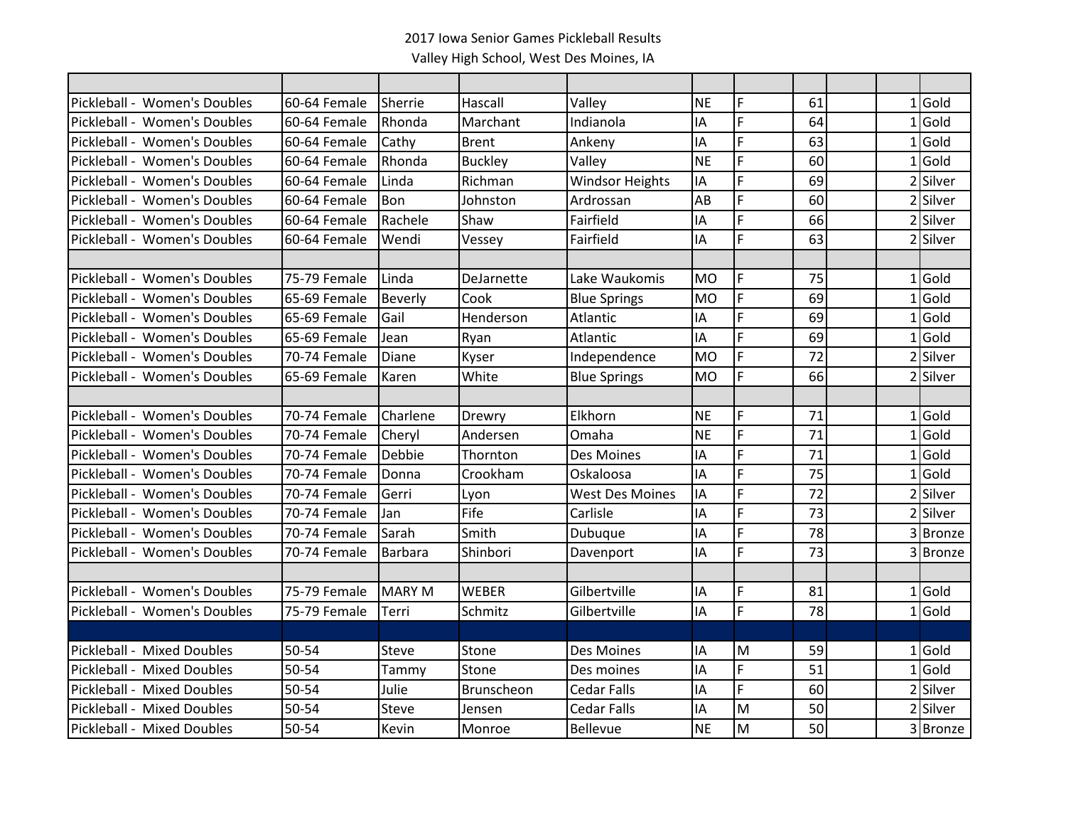2017 Iowa Senior Games Pickleball Results

Valley High School, West Des Moines, IA

| | | | | | | | | | | |
|---|---|---|---|---|---|---|---|---|---|---|
| Pickleball - Women's Doubles | 60-64 Female | Sherrie | Hascall | Valley | NE | F | 61 | | 1 | Gold |
| Pickleball - Women's Doubles | 60-64 Female | Rhonda | Marchant | Indianola | IA | F | 64 | | 1 | Gold |
| Pickleball - Women's Doubles | 60-64 Female | Cathy | Brent | Ankeny | IA | F | 63 | | 1 | Gold |
| Pickleball - Women's Doubles | 60-64 Female | Rhonda | Buckley | Valley | NE | F | 60 | | 1 | Gold |
| Pickleball - Women's Doubles | 60-64 Female | Linda | Richman | Windsor Heights | IA | F | 69 | | 2 | Silver |
| Pickleball - Women's Doubles | 60-64 Female | Bon | Johnston | Ardrossan | AB | F | 60 | | 2 | Silver |
| Pickleball - Women's Doubles | 60-64 Female | Rachele | Shaw | Fairfield | IA | F | 66 | | 2 | Silver |
| Pickleball - Women's Doubles | 60-64 Female | Wendi | Vessey | Fairfield | IA | F | 63 | | 2 | Silver |
| | | | | | | | | | | |
| Pickleball - Women's Doubles | 75-79 Female | Linda | DeJarnette | Lake Waukomis | MO | F | 75 | | 1 | Gold |
| Pickleball - Women's Doubles | 65-69 Female | Beverly | Cook | Blue Springs | MO | F | 69 | | 1 | Gold |
| Pickleball - Women's Doubles | 65-69 Female | Gail | Henderson | Atlantic | IA | F | 69 | | 1 | Gold |
| Pickleball - Women's Doubles | 65-69 Female | Jean | Ryan | Atlantic | IA | F | 69 | | 1 | Gold |
| Pickleball - Women's Doubles | 70-74 Female | Diane | Kyser | Independence | MO | F | 72 | | 2 | Silver |
| Pickleball - Women's Doubles | 65-69 Female | Karen | White | Blue Springs | MO | F | 66 | | 2 | Silver |
| | | | | | | | | | | |
| Pickleball - Women's Doubles | 70-74 Female | Charlene | Drewry | Elkhorn | NE | F | 71 | | 1 | Gold |
| Pickleball - Women's Doubles | 70-74 Female | Cheryl | Andersen | Omaha | NE | F | 71 | | 1 | Gold |
| Pickleball - Women's Doubles | 70-74 Female | Debbie | Thornton | Des Moines | IA | F | 71 | | 1 | Gold |
| Pickleball - Women's Doubles | 70-74 Female | Donna | Crookham | Oskaloosa | IA | F | 75 | | 1 | Gold |
| Pickleball - Women's Doubles | 70-74 Female | Gerri | Lyon | West Des Moines | IA | F | 72 | | 2 | Silver |
| Pickleball - Women's Doubles | 70-74 Female | Jan | Fife | Carlisle | IA | F | 73 | | 2 | Silver |
| Pickleball - Women's Doubles | 70-74 Female | Sarah | Smith | Dubuque | IA | F | 78 | | 3 | Bronze |
| Pickleball - Women's Doubles | 70-74 Female | Barbara | Shinbori | Davenport | IA | F | 73 | | 3 | Bronze |
| | | | | | | | | | | |
| Pickleball - Women's Doubles | 75-79 Female | MARY M | WEBER | Gilbertville | IA | F | 81 | | 1 | Gold |
| Pickleball - Women's Doubles | 75-79 Female | Terri | Schmitz | Gilbertville | IA | F | 78 | | 1 | Gold |
| | | | | | | | | | | |
| Pickleball - Mixed Doubles | 50-54 | Steve | Stone | Des Moines | IA | M | 59 | | 1 | Gold |
| Pickleball - Mixed Doubles | 50-54 | Tammy | Stone | Des moines | IA | F | 51 | | 1 | Gold |
| Pickleball - Mixed Doubles | 50-54 | Julie | Brunscheon | Cedar Falls | IA | F | 60 | | 2 | Silver |
| Pickleball - Mixed Doubles | 50-54 | Steve | Jensen | Cedar Falls | IA | M | 50 | | 2 | Silver |
| Pickleball - Mixed Doubles | 50-54 | Kevin | Monroe | Bellevue | NE | M | 50 | | 3 | Bronze |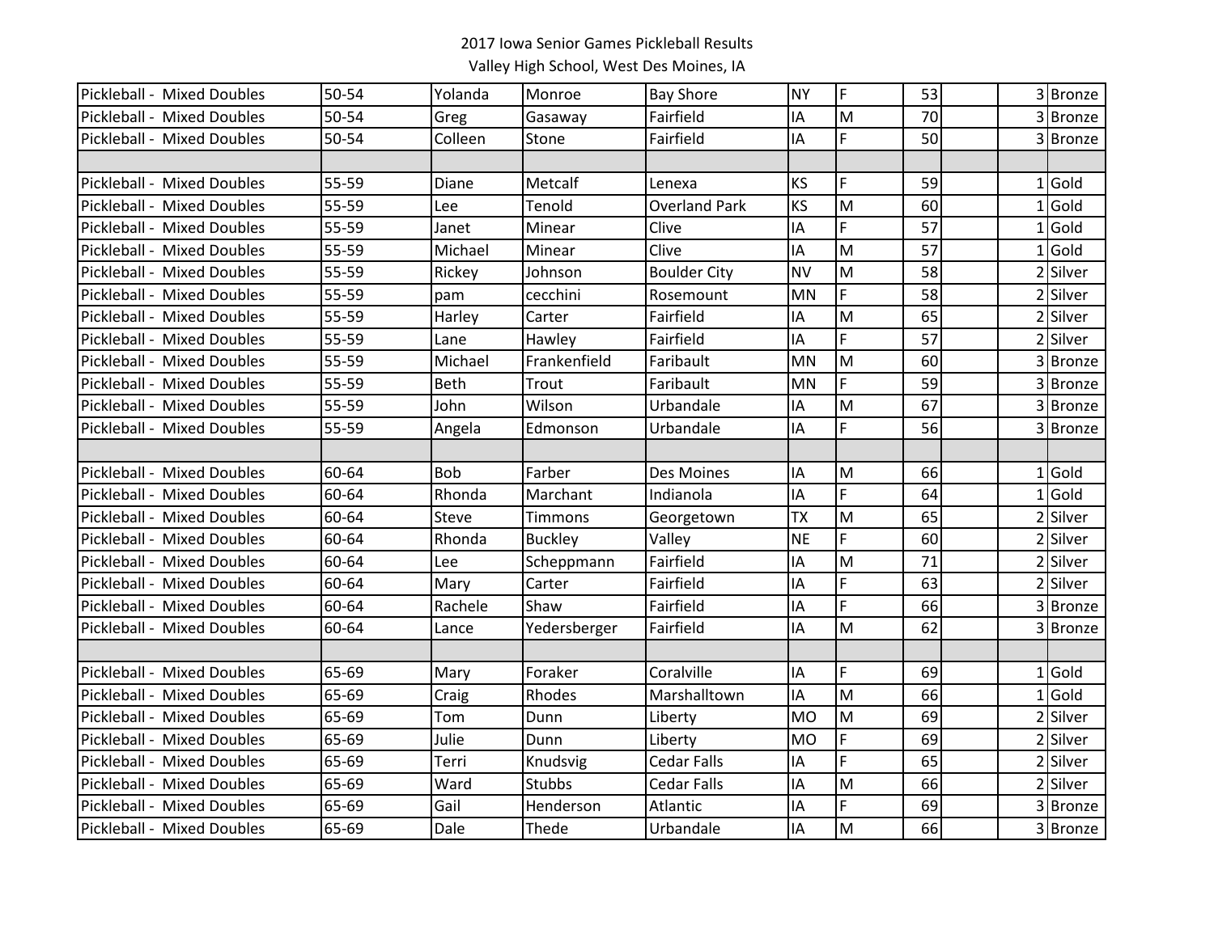2017 Iowa Senior Games Pickleball Results
Valley High School, West Des Moines, IA

| | | | | | | | | | | |
|---|---|---|---|---|---|---|---|---|---|---|
| Pickleball - Mixed Doubles | 50-54 | Yolanda | Monroe | Bay Shore | NY | F | 53 | | 3 | Bronze |
| Pickleball - Mixed Doubles | 50-54 | Greg | Gasaway | Fairfield | IA | M | 70 | | 3 | Bronze |
| Pickleball - Mixed Doubles | 50-54 | Colleen | Stone | Fairfield | IA | F | 50 | | 3 | Bronze |
| | | | | | | | | | | |
| Pickleball - Mixed Doubles | 55-59 | Diane | Metcalf | Lenexa | KS | F | 59 | | 1 | Gold |
| Pickleball - Mixed Doubles | 55-59 | Lee | Tenold | Overland Park | KS | M | 60 | | 1 | Gold |
| Pickleball - Mixed Doubles | 55-59 | Janet | Minear | Clive | IA | F | 57 | | 1 | Gold |
| Pickleball - Mixed Doubles | 55-59 | Michael | Minear | Clive | IA | M | 57 | | 1 | Gold |
| Pickleball - Mixed Doubles | 55-59 | Rickey | Johnson | Boulder City | NV | M | 58 | | 2 | Silver |
| Pickleball - Mixed Doubles | 55-59 | pam | cecchini | Rosemount | MN | F | 58 | | 2 | Silver |
| Pickleball - Mixed Doubles | 55-59 | Harley | Carter | Fairfield | IA | M | 65 | | 2 | Silver |
| Pickleball - Mixed Doubles | 55-59 | Lane | Hawley | Fairfield | IA | F | 57 | | 2 | Silver |
| Pickleball - Mixed Doubles | 55-59 | Michael | Frankenfield | Faribault | MN | M | 60 | | 3 | Bronze |
| Pickleball - Mixed Doubles | 55-59 | Beth | Trout | Faribault | MN | F | 59 | | 3 | Bronze |
| Pickleball - Mixed Doubles | 55-59 | John | Wilson | Urbandale | IA | M | 67 | | 3 | Bronze |
| Pickleball - Mixed Doubles | 55-59 | Angela | Edmonson | Urbandale | IA | F | 56 | | 3 | Bronze |
| | | | | | | | | | | |
| Pickleball - Mixed Doubles | 60-64 | Bob | Farber | Des Moines | IA | M | 66 | | 1 | Gold |
| Pickleball - Mixed Doubles | 60-64 | Rhonda | Marchant | Indianola | IA | F | 64 | | 1 | Gold |
| Pickleball - Mixed Doubles | 60-64 | Steve | Timmons | Georgetown | TX | M | 65 | | 2 | Silver |
| Pickleball - Mixed Doubles | 60-64 | Rhonda | Buckley | Valley | NE | F | 60 | | 2 | Silver |
| Pickleball - Mixed Doubles | 60-64 | Lee | Scheppmann | Fairfield | IA | M | 71 | | 2 | Silver |
| Pickleball - Mixed Doubles | 60-64 | Mary | Carter | Fairfield | IA | F | 63 | | 2 | Silver |
| Pickleball - Mixed Doubles | 60-64 | Rachele | Shaw | Fairfield | IA | F | 66 | | 3 | Bronze |
| Pickleball - Mixed Doubles | 60-64 | Lance | Yedersberger | Fairfield | IA | M | 62 | | 3 | Bronze |
| | | | | | | | | | | |
| Pickleball - Mixed Doubles | 65-69 | Mary | Foraker | Coralville | IA | F | 69 | | 1 | Gold |
| Pickleball - Mixed Doubles | 65-69 | Craig | Rhodes | Marshalltown | IA | M | 66 | | 1 | Gold |
| Pickleball - Mixed Doubles | 65-69 | Tom | Dunn | Liberty | MO | M | 69 | | 2 | Silver |
| Pickleball - Mixed Doubles | 65-69 | Julie | Dunn | Liberty | MO | F | 69 | | 2 | Silver |
| Pickleball - Mixed Doubles | 65-69 | Terri | Knudsvig | Cedar Falls | IA | F | 65 | | 2 | Silver |
| Pickleball - Mixed Doubles | 65-69 | Ward | Stubbs | Cedar Falls | IA | M | 66 | | 2 | Silver |
| Pickleball - Mixed Doubles | 65-69 | Gail | Henderson | Atlantic | IA | F | 69 | | 3 | Bronze |
| Pickleball - Mixed Doubles | 65-69 | Dale | Thede | Urbandale | IA | M | 66 | | 3 | Bronze |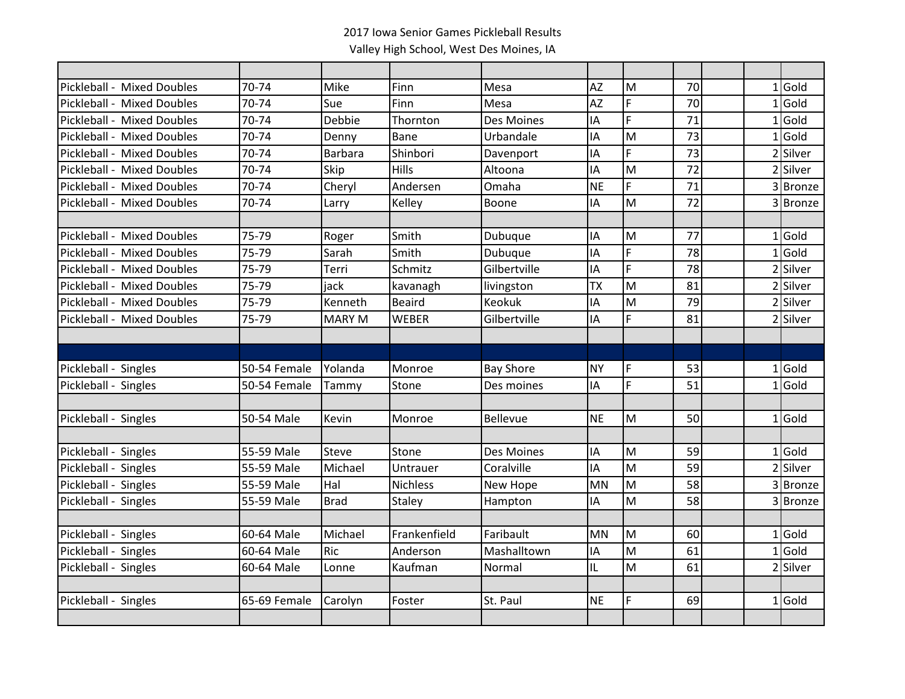2017 Iowa Senior Games Pickleball Results

Valley High School, West Des Moines, IA

| | | | | | | | | | | |
|---|---|---|---|---|---|---|---|---|---|---|
| Pickleball - Mixed Doubles | 70-74 | Mike | Finn | Mesa | AZ | M | 70 | | 1 | Gold |
| Pickleball - Mixed Doubles | 70-74 | Sue | Finn | Mesa | AZ | F | 70 | | 1 | Gold |
| Pickleball - Mixed Doubles | 70-74 | Debbie | Thornton | Des Moines | IA | F | 71 | | 1 | Gold |
| Pickleball - Mixed Doubles | 70-74 | Denny | Bane | Urbandale | IA | M | 73 | | 1 | Gold |
| Pickleball - Mixed Doubles | 70-74 | Barbara | Shinbori | Davenport | IA | F | 73 | | 2 | Silver |
| Pickleball - Mixed Doubles | 70-74 | Skip | Hills | Altoona | IA | M | 72 | | 2 | Silver |
| Pickleball - Mixed Doubles | 70-74 | Cheryl | Andersen | Omaha | NE | F | 71 | | 3 | Bronze |
| Pickleball - Mixed Doubles | 70-74 | Larry | Kelley | Boone | IA | M | 72 | | 3 | Bronze |
| | | | | | | | | | | |
| Pickleball - Mixed Doubles | 75-79 | Roger | Smith | Dubuque | IA | M | 77 | | 1 | Gold |
| Pickleball - Mixed Doubles | 75-79 | Sarah | Smith | Dubuque | IA | F | 78 | | 1 | Gold |
| Pickleball - Mixed Doubles | 75-79 | Terri | Schmitz | Gilbertville | IA | F | 78 | | 2 | Silver |
| Pickleball - Mixed Doubles | 75-79 | jack | kavanagh | livingston | TX | M | 81 | | 2 | Silver |
| Pickleball - Mixed Doubles | 75-79 | Kenneth | Beaird | Keokuk | IA | M | 79 | | 2 | Silver |
| Pickleball - Mixed Doubles | 75-79 | MARY M | WEBER | Gilbertville | IA | F | 81 | | 2 | Silver |
| | | | | | | | | | | |
| | | | | | | | | | | |
| Pickleball - Singles | 50-54 Female | Yolanda | Monroe | Bay Shore | NY | F | 53 | | 1 | Gold |
| Pickleball - Singles | 50-54 Female | Tammy | Stone | Des moines | IA | F | 51 | | 1 | Gold |
| | | | | | | | | | | |
| Pickleball - Singles | 50-54 Male | Kevin | Monroe | Bellevue | NE | M | 50 | | 1 | Gold |
| | | | | | | | | | | |
| Pickleball - Singles | 55-59 Male | Steve | Stone | Des Moines | IA | M | 59 | | 1 | Gold |
| Pickleball - Singles | 55-59 Male | Michael | Untrauer | Coralville | IA | M | 59 | | 2 | Silver |
| Pickleball - Singles | 55-59 Male | Hal | Nichless | New Hope | MN | M | 58 | | 3 | Bronze |
| Pickleball - Singles | 55-59 Male | Brad | Staley | Hampton | IA | M | 58 | | 3 | Bronze |
| | | | | | | | | | | |
| Pickleball - Singles | 60-64 Male | Michael | Frankenfield | Faribault | MN | M | 60 | | 1 | Gold |
| Pickleball - Singles | 60-64 Male | Ric | Anderson | Mashalltown | IA | M | 61 | | 1 | Gold |
| Pickleball - Singles | 60-64 Male | Lonne | Kaufman | Normal | IL | M | 61 | | 2 | Silver |
| | | | | | | | | | | |
| Pickleball - Singles | 65-69 Female | Carolyn | Foster | St. Paul | NE | F | 69 | | 1 | Gold |
| | | | | | | | | | | |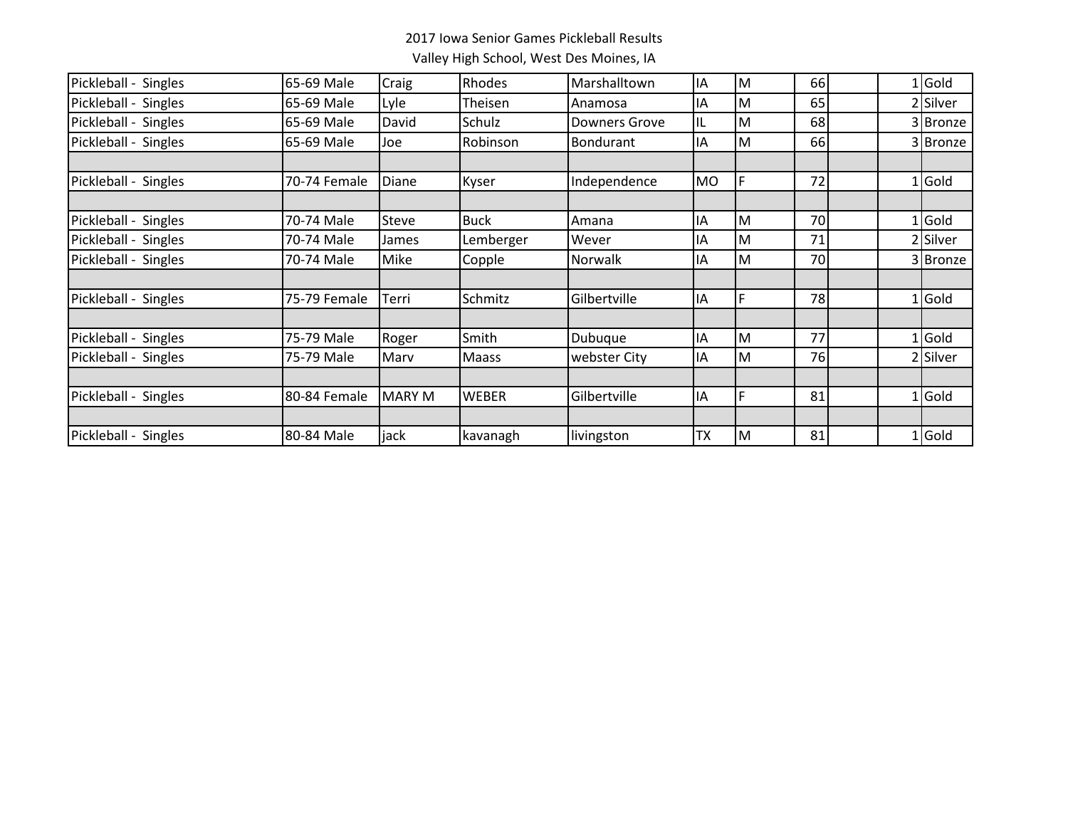2017 Iowa Senior Games Pickleball Results

Valley High School, West Des Moines, IA

| | | | | | | | | | | |
|---|---|---|---|---|---|---|---|---|---|---|
| Pickleball - Singles | 65-69 Male | Craig | Rhodes | Marshalltown | IA | M | 66 | | 1 | Gold |
| Pickleball - Singles | 65-69 Male | Lyle | Theisen | Anamosa | IA | M | 65 | | 2 | Silver |
| Pickleball - Singles | 65-69 Male | David | Schulz | Downers Grove | IL | M | 68 | | 3 | Bronze |
| Pickleball - Singles | 65-69 Male | Joe | Robinson | Bondurant | IA | M | 66 | | 3 | Bronze |
| | | | | | | | | | | |
| Pickleball - Singles | 70-74 Female | Diane | Kyser | Independence | MO | F | 72 | | 1 | Gold |
| | | | | | | | | | | |
| Pickleball - Singles | 70-74 Male | Steve | Buck | Amana | IA | M | 70 | | 1 | Gold |
| Pickleball - Singles | 70-74 Male | James | Lemberger | Wever | IA | M | 71 | | 2 | Silver |
| Pickleball - Singles | 70-74 Male | Mike | Copple | Norwalk | IA | M | 70 | | 3 | Bronze |
| | | | | | | | | | | |
| Pickleball - Singles | 75-79 Female | Terri | Schmitz | Gilbertville | IA | F | 78 | | 1 | Gold |
| | | | | | | | | | | |
| Pickleball - Singles | 75-79 Male | Roger | Smith | Dubuque | IA | M | 77 | | 1 | Gold |
| Pickleball - Singles | 75-79 Male | Marv | Maass | webster City | IA | M | 76 | | 2 | Silver |
| | | | | | | | | | | |
| Pickleball - Singles | 80-84 Female | MARY M | WEBER | Gilbertville | IA | F | 81 | | 1 | Gold |
| | | | | | | | | | | |
| Pickleball - Singles | 80-84 Male | jack | kavanagh | livingston | TX | M | 81 | | 1 | Gold |